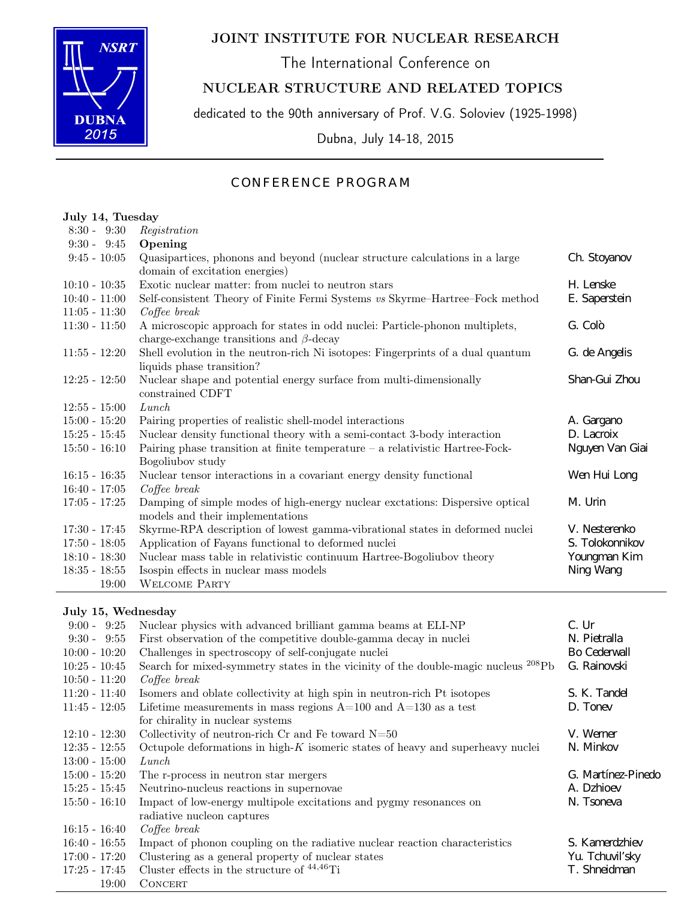# JOINT INSTITUTE FOR NUCLEAR RESEARCH

The International Conference on

## NUCLEAR STRUCTURE AND RELATED TOPICS

dedicated to the 90th anniversary of Prof. V.G. Soloviev (1925-1998)

Dubna, July 14-18, 2015

NSRT DUBNA 2015

---

## CONFERENCE PROGRAM

### July 14, Tuesday

| Time | Event | Speaker |
|---|---|---|
| 8:30 - 9:30 | *Registration* | |
| 9:30 - 9:45 | **Opening** | |
| 9:45 - 10:05 | Quasipartices, phonons and beyond (nuclear structure calculations in a large domain of excitation energies) | Ch. Stoyanov |
| 10:10 - 10:35 | Exotic nuclear matter: from nuclei to neutron stars | H. Lenske |
| 10:40 - 11:00 | Self-consistent Theory of Finite Fermi Systems *vs* Skyrme–Hartree–Fock method | E. Saperstein |
| 11:05 - 11:30 | *Coffee break* | |
| 11:30 - 11:50 | A microscopic approach for states in odd nuclei: Particle-phonon multiplets, charge-exchange transitions and $\beta$-decay | G. Colò |
| 11:55 - 12:20 | Shell evolution in the neutron-rich Ni isotopes: Fingerprints of a dual quantum liquids phase transition? | G. de Angelis |
| 12:25 - 12:50 | Nuclear shape and potential energy surface from multi-dimensionally constrained CDFT | Shan-Gui Zhou |
| 12:55 - 15:00 | *Lunch* | |
| 15:00 - 15:20 | Pairing properties of realistic shell-model interactions | A. Gargano |
| 15:25 - 15:45 | Nuclear density functional theory with a semi-contact 3-body interaction | D. Lacroix |
| 15:50 - 16:10 | Pairing phase transition at finite temperature – a relativistic Hartree-Fock-Bogoliubov study | Nguyen Van Giai |
| 16:15 - 16:35 | Nuclear tensor interactions in a covariant energy density functional | Wen Hui Long |
| 16:40 - 17:05 | *Coffee break* | |
| 17:05 - 17:25 | Damping of simple modes of high-energy nuclear exctations: Dispersive optical models and their implementations | M. Urin |
| 17:30 - 17:45 | Skyrme-RPA description of lowest gamma-vibrational states in deformed nuclei | V. Nesterenko |
| 17:50 - 18:05 | Application of Fayans functional to deformed nuclei | S. Tolokonnikov |
| 18:10 - 18:30 | Nuclear mass table in relativistic continuum Hartree-Bogoliubov theory | Youngman Kim |
| 18:35 - 18:55 | Isospin effects in nuclear mass models | Ning Wang |
| 19:00 | WELCOME PARTY | |

### July 15, Wednesday

| Time | Event | Speaker |
|---|---|---|
| 9:00 - 9:25 | Nuclear physics with advanced brilliant gamma beams at ELI-NP | C. Ur |
| 9:30 - 9:55 | First observation of the competitive double-gamma decay in nuclei | N. Pietralla |
| 10:00 - 10:20 | Challenges in spectroscopy of self-conjugate nuclei | Bo Cederwall |
| 10:25 - 10:45 | Search for mixed-symmetry states in the vicinity of the double-magic nucleus $^{208}$Pb | G. Rainovski |
| 10:50 - 11:20 | *Coffee break* | |
| 11:20 - 11:40 | Isomers and oblate collectivity at high spin in neutron-rich Pt isotopes | S. K. Tandel |
| 11:45 - 12:05 | Lifetime measurements in mass regions A=100 and A=130 as a test for chirality in nuclear systems | D. Tonev |
| 12:10 - 12:30 | Collectivity of neutron-rich Cr and Fe toward N=50 | V. Werner |
| 12:35 - 12:55 | Octupole deformations in high-$K$ isomeric states of heavy and superheavy nuclei | N. Minkov |
| 13:00 - 15:00 | *Lunch* | |
| 15:00 - 15:20 | The r-process in neutron star mergers | G. Martínez-Pinedo |
| 15:25 - 15:45 | Neutrino-nucleus reactions in supernovae | A. Dzhioev |
| 15:50 - 16:10 | Impact of low-energy multipole excitations and pygmy resonances on radiative nucleon captures | N. Tsoneva |
| 16:15 - 16:40 | *Coffee break* | |
| 16:40 - 16:55 | Impact of phonon coupling on the radiative nuclear reaction characteristics | S. Kamerdzhiev |
| 17:00 - 17:20 | Clustering as a general property of nuclear states | Yu. Tchuvil'sky |
| 17:25 - 17:45 | Cluster effects in the structure of $^{44,46}$Ti | T. Shneidman |
| 19:00 | CONCERT | |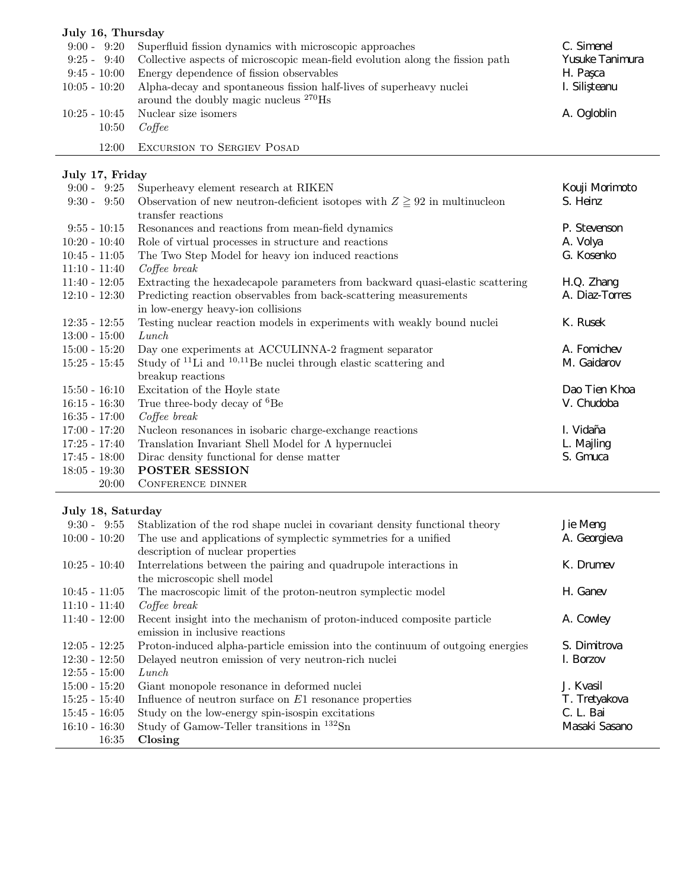**July 16, Thursday**

| | | |
|---|---|---|
| 9:00 - 9:20 | Superfluid fission dynamics with microscopic approaches | C. Simenel |
| 9:25 - 9:40 | Collective aspects of microscopic mean-field evolution along the fission path | Yusuke Tanimura |
| 9:45 - 10:00 | Energy dependence of fission observables | H. Paşca |
| 10:05 - 10:20 | Alpha-decay and spontaneous fission half-lives of superheavy nuclei around the doubly magic nucleus $^{270}$Hs | I. Silişteanu |
| 10:25 - 10:45 | Nuclear size isomers | A. Ogloblin |
| 10:50 | *Coffee* | |
| 12:00 | EXCURSION TO SERGIEV POSAD | |

**July 17, Friday**

| | | |
|---|---|---|
| 9:00 - 9:25 | Superheavy element research at RIKEN | Kouji Morimoto |
| 9:30 - 9:50 | Observation of new neutron-deficient isotopes with $Z \geqq 92$ in multinucleon transfer reactions | S. Heinz |
| 9:55 - 10:15 | Resonances and reactions from mean-field dynamics | P. Stevenson |
| 10:20 - 10:40 | Role of virtual processes in structure and reactions | A. Volya |
| 10:45 - 11:05 | The Two Step Model for heavy ion induced reactions | G. Kosenko |
| 11:10 - 11:40 | *Coffee break* | |
| 11:40 - 12:05 | Extracting the hexadecapole parameters from backward quasi-elastic scattering | H.Q. Zhang |
| 12:10 - 12:30 | Predicting reaction observables from back-scattering measurements in low-energy heavy-ion collisions | A. Diaz-Torres |
| 12:35 - 12:55 | Testing nuclear reaction models in experiments with weakly bound nuclei | K. Rusek |
| 13:00 - 15:00 | *Lunch* | |
| 15:00 - 15:20 | Day one experiments at ACCULINNA-2 fragment separator | A. Fomichev |
| 15:25 - 15:45 | Study of $^{11}$Li and $^{10,11}$Be nuclei through elastic scattering and breakup reactions | M. Gaidarov |
| 15:50 - 16:10 | Excitation of the Hoyle state | Dao Tien Khoa |
| 16:15 - 16:30 | True three-body decay of $^{6}$Be | V. Chudoba |
| 16:35 - 17:00 | *Coffee break* | |
| 17:00 - 17:20 | Nucleon resonances in isobaric charge-exchange reactions | I. Vidaña |
| 17:25 - 17:40 | Translation Invariant Shell Model for $\Lambda$ hypernuclei | L. Majling |
| 17:45 - 18:00 | Dirac density functional for dense matter | S. Gmuca |
| 18:05 - 19:30 | **POSTER SESSION** | |
| 20:00 | CONFERENCE DINNER | |

**July 18, Saturday**

| | | |
|---|---|---|
| 9:30 - 9:55 | Stablization of the rod shape nuclei in covariant density functional theory | Jie Meng |
| 10:00 - 10:20 | The use and applications of symplectic symmetries for a unified description of nuclear properties | A. Georgieva |
| 10:25 - 10:40 | Interrelations between the pairing and quadrupole interactions in the microscopic shell model | K. Drumev |
| 10:45 - 11:05 | The macroscopic limit of the proton-neutron symplectic model | H. Ganev |
| 11:10 - 11:40 | *Coffee break* | |
| 11:40 - 12:00 | Recent insight into the mechanism of proton-induced composite particle emission in inclusive reactions | A. Cowley |
| 12:05 - 12:25 | Proton-induced alpha-particle emission into the continuum of outgoing energies | S. Dimitrova |
| 12:30 - 12:50 | Delayed neutron emission of very neutron-rich nuclei | I. Borzov |
| 12:55 - 15:00 | *Lunch* | |
| 15:00 - 15:20 | Giant monopole resonance in deformed nuclei | J. Kvasil |
| 15:25 - 15:40 | Influence of neutron surface on $E1$ resonance properties | T. Tretyakova |
| 15:45 - 16:05 | Study on the low-energy spin-isospin excitations | C. L. Bai |
| 16:10 - 16:30 | Study of Gamow-Teller transitions in $^{132}$Sn | Masaki Sasano |
| 16:35 | **Closing** | |